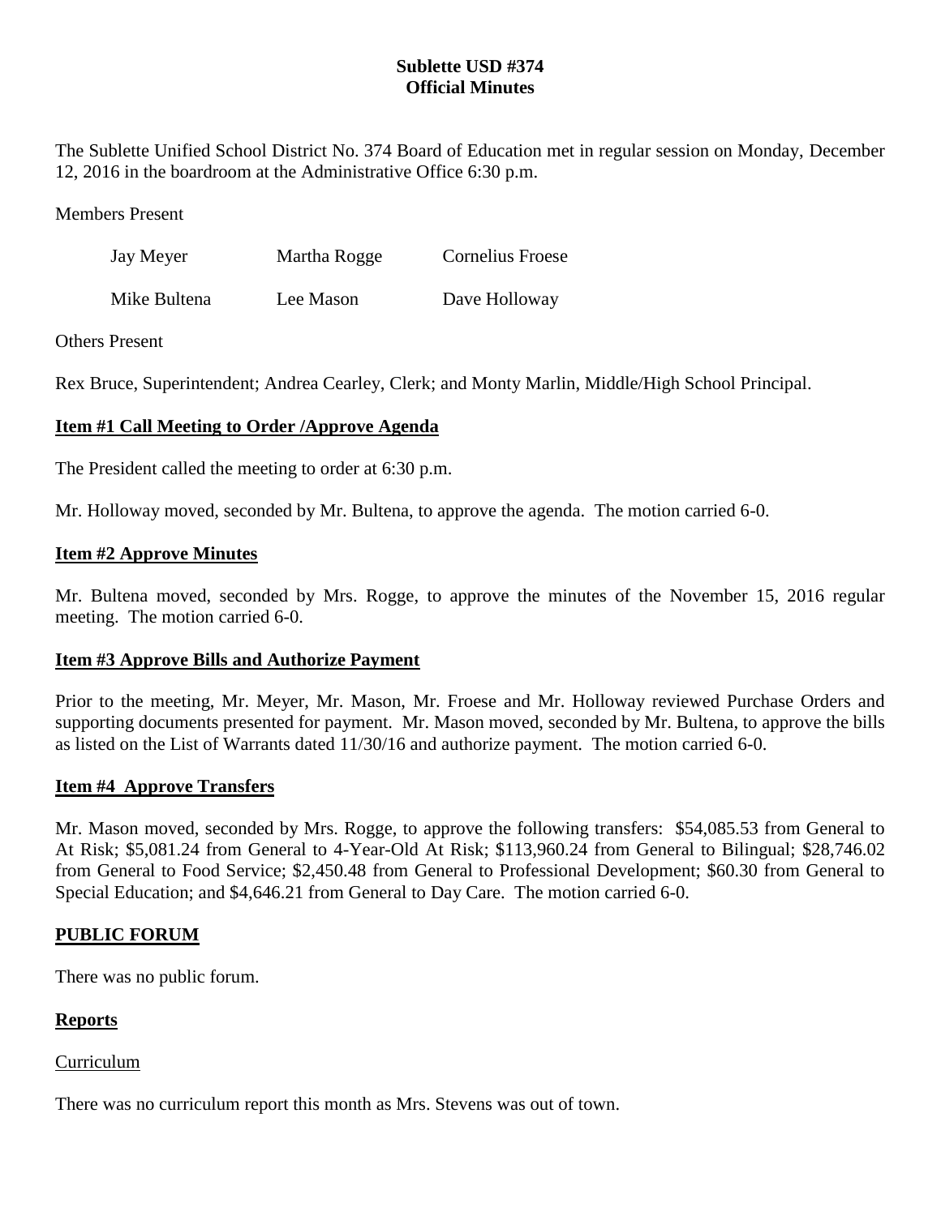**Sublette USD #374**
**Official Minutes**

The Sublette Unified School District No. 374 Board of Education met in regular session on Monday, December 12, 2016 in the boardroom at the Administrative Office 6:30 p.m.

Members Present

| | | |
|---|---|---|
| Jay Meyer | Martha Rogge | Cornelius Froese |
| Mike Bultena | Lee Mason | Dave Holloway |

Others Present

Rex Bruce, Superintendent; Andrea Cearley, Clerk; and Monty Marlin, Middle/High School Principal.

**Item #1 Call Meeting to Order /Approve Agenda**

The President called the meeting to order at 6:30 p.m.

Mr. Holloway moved, seconded by Mr. Bultena, to approve the agenda. The motion carried 6-0.

**Item #2 Approve Minutes**

Mr. Bultena moved, seconded by Mrs. Rogge, to approve the minutes of the November 15, 2016 regular meeting. The motion carried 6-0.

**Item #3 Approve Bills and Authorize Payment**

Prior to the meeting, Mr. Meyer, Mr. Mason, Mr. Froese and Mr. Holloway reviewed Purchase Orders and supporting documents presented for payment. Mr. Mason moved, seconded by Mr. Bultena, to approve the bills as listed on the List of Warrants dated 11/30/16 and authorize payment. The motion carried 6-0.

**Item #4 Approve Transfers**

Mr. Mason moved, seconded by Mrs. Rogge, to approve the following transfers: $54,085.53 from General to At Risk; $5,081.24 from General to 4-Year-Old At Risk; $113,960.24 from General to Bilingual; $28,746.02 from General to Food Service; $2,450.48 from General to Professional Development; $60.30 from General to Special Education; and $4,646.21 from General to Day Care. The motion carried 6-0.

**PUBLIC FORUM**

There was no public forum.

**Reports**

Curriculum

There was no curriculum report this month as Mrs. Stevens was out of town.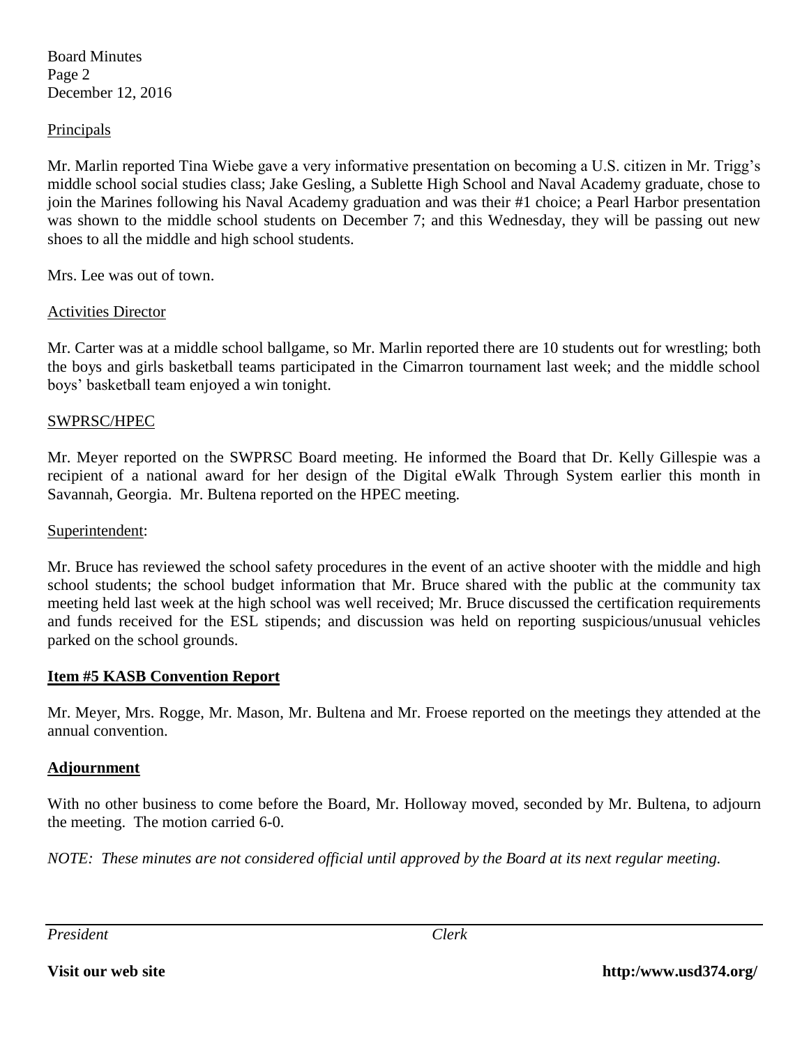Principals

Mr. Marlin reported Tina Wiebe gave a very informative presentation on becoming a U.S. citizen in Mr. Trigg's middle school social studies class; Jake Gesling, a Sublette High School and Naval Academy graduate, chose to join the Marines following his Naval Academy graduation and was their #1 choice; a Pearl Harbor presentation was shown to the middle school students on December 7; and this Wednesday, they will be passing out new shoes to all the middle and high school students.

Mrs. Lee was out of town.

Activities Director

Mr. Carter was at a middle school ballgame, so Mr. Marlin reported there are 10 students out for wrestling; both the boys and girls basketball teams participated in the Cimarron tournament last week; and the middle school boys' basketball team enjoyed a win tonight.

SWPRSC/HPEC

Mr. Meyer reported on the SWPRSC Board meeting. He informed the Board that Dr. Kelly Gillespie was a recipient of a national award for her design of the Digital eWalk Through System earlier this month in Savannah, Georgia. Mr. Bultena reported on the HPEC meeting.

Superintendent:

Mr. Bruce has reviewed the school safety procedures in the event of an active shooter with the middle and high school students; the school budget information that Mr. Bruce shared with the public at the community tax meeting held last week at the high school was well received; Mr. Bruce discussed the certification requirements and funds received for the ESL stipends; and discussion was held on reporting suspicious/unusual vehicles parked on the school grounds.

**Item #5 KASB Convention Report**

Mr. Meyer, Mrs. Rogge, Mr. Mason, Mr. Bultena and Mr. Froese reported on the meetings they attended at the annual convention.

**Adjournment**

With no other business to come before the Board, Mr. Holloway moved, seconded by Mr. Bultena, to adjourn the meeting. The motion carried 6-0.

*NOTE: These minutes are not considered official until approved by the Board at its next regular meeting.*

*President* *Clerk*

**Visit our web site** **http:/www.usd374.org/**